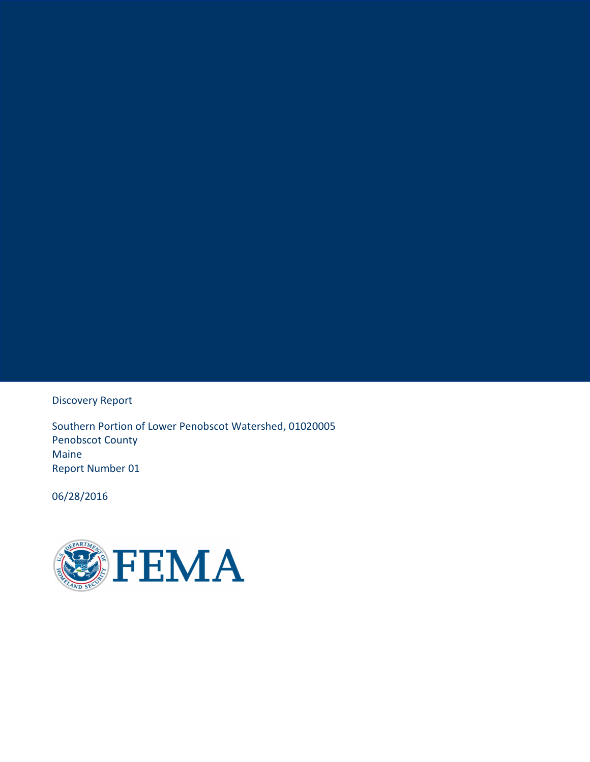Discovery Report

Southern Portion of Lower Penobscot Watershed, 01020005
Penobscot County
Maine
Report Number 01

06/28/2016

FEMA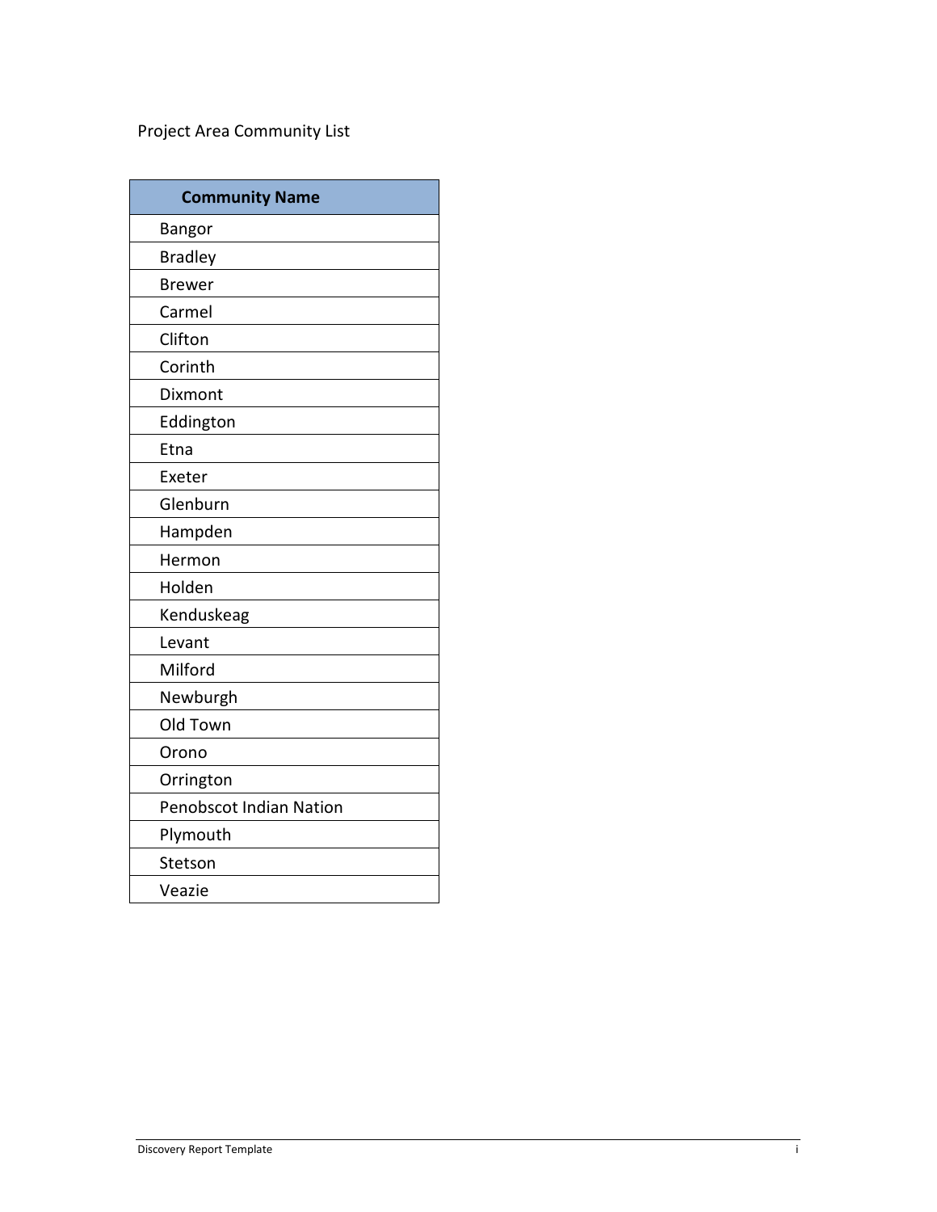Project Area Community List

| Community Name |
| --- |
| Bangor |
| Bradley |
| Brewer |
| Carmel |
| Clifton |
| Corinth |
| Dixmont |
| Eddington |
| Etna |
| Exeter |
| Glenburn |
| Hampden |
| Hermon |
| Holden |
| Kenduskeag |
| Levant |
| Milford |
| Newburgh |
| Old Town |
| Orono |
| Orrington |
| Penobscot Indian Nation |
| Plymouth |
| Stetson |
| Veazie |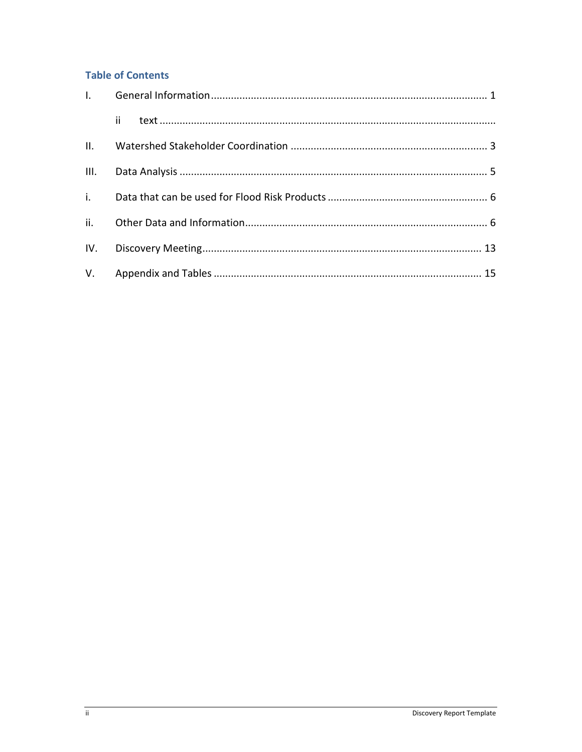### Table of Contents

I. General Information ........................................................................................ 1

  ii text ..........................................................................................................

II. Watershed Stakeholder Coordination .................................................................... 3

III. Data Analysis .................................................................................................. 5

i. Data that can be used for Flood Risk Products ........................................................ 6

ii. Other Data and Information.................................................................................... 6

IV. Discovery Meeting.......................................................................................... 13

V. Appendix and Tables ........................................................................................ 15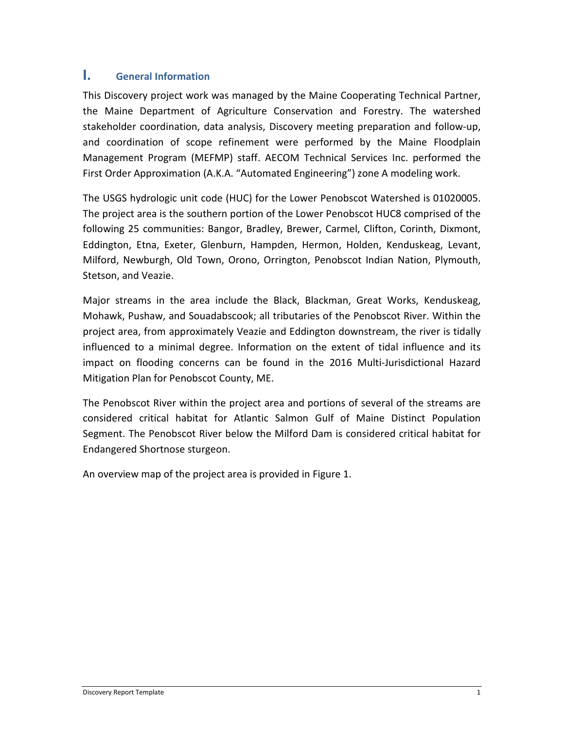# I. General Information

This Discovery project work was managed by the Maine Cooperating Technical Partner, the Maine Department of Agriculture Conservation and Forestry. The watershed stakeholder coordination, data analysis, Discovery meeting preparation and follow-up, and coordination of scope refinement were performed by the Maine Floodplain Management Program (MEFMP) staff. AECOM Technical Services Inc. performed the First Order Approximation (A.K.A. "Automated Engineering") zone A modeling work.

The USGS hydrologic unit code (HUC) for the Lower Penobscot Watershed is 01020005. The project area is the southern portion of the Lower Penobscot HUC8 comprised of the following 25 communities: Bangor, Bradley, Brewer, Carmel, Clifton, Corinth, Dixmont, Eddington, Etna, Exeter, Glenburn, Hampden, Hermon, Holden, Kenduskeag, Levant, Milford, Newburgh, Old Town, Orono, Orrington, Penobscot Indian Nation, Plymouth, Stetson, and Veazie.

Major streams in the area include the Black, Blackman, Great Works, Kenduskeag, Mohawk, Pushaw, and Souadabscook; all tributaries of the Penobscot River. Within the project area, from approximately Veazie and Eddington downstream, the river is tidally influenced to a minimal degree. Information on the extent of tidal influence and its impact on flooding concerns can be found in the 2016 Multi-Jurisdictional Hazard Mitigation Plan for Penobscot County, ME.

The Penobscot River within the project area and portions of several of the streams are considered critical habitat for Atlantic Salmon Gulf of Maine Distinct Population Segment. The Penobscot River below the Milford Dam is considered critical habitat for Endangered Shortnose sturgeon.

An overview map of the project area is provided in Figure 1.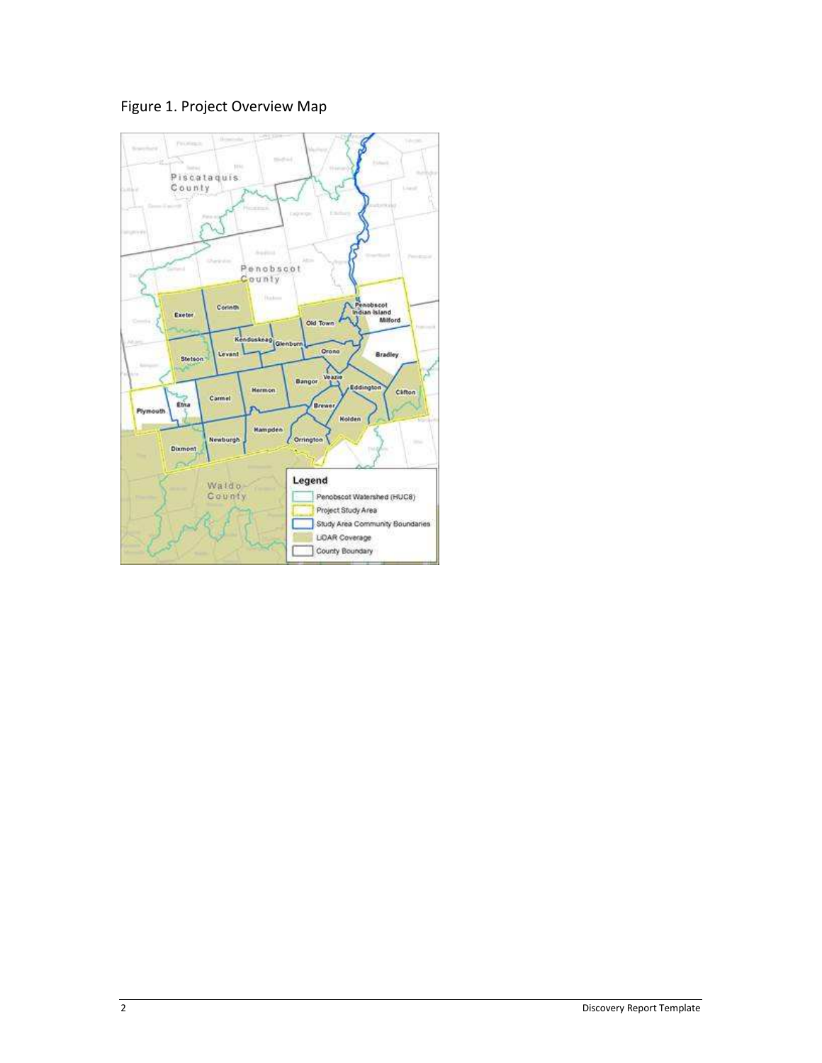Figure 1. Project Overview Map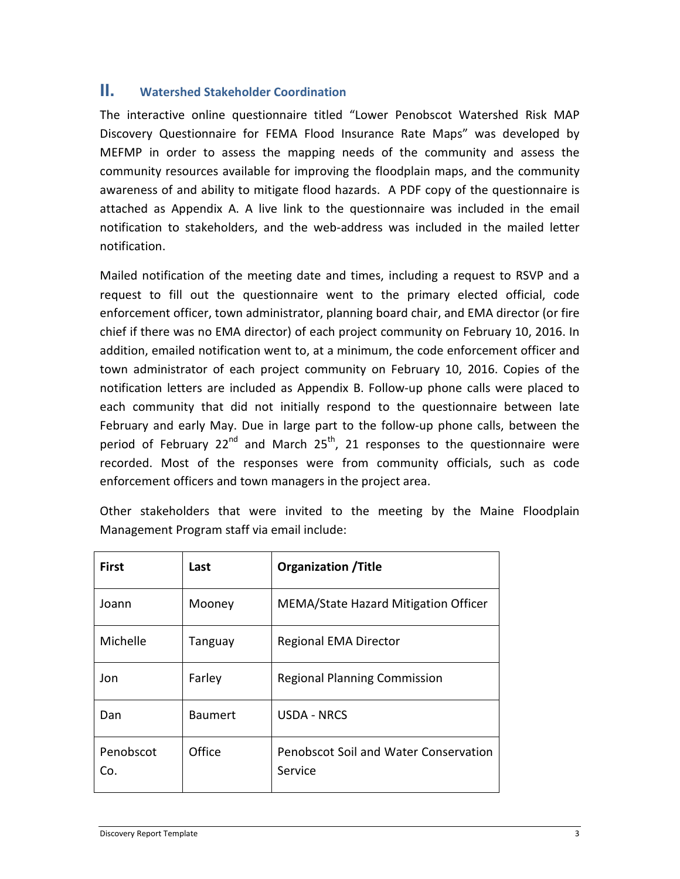## II. Watershed Stakeholder Coordination

The interactive online questionnaire titled "Lower Penobscot Watershed Risk MAP Discovery Questionnaire for FEMA Flood Insurance Rate Maps" was developed by MEFMP in order to assess the mapping needs of the community and assess the community resources available for improving the floodplain maps, and the community awareness of and ability to mitigate flood hazards. A PDF copy of the questionnaire is attached as Appendix A. A live link to the questionnaire was included in the email notification to stakeholders, and the web-address was included in the mailed letter notification.

Mailed notification of the meeting date and times, including a request to RSVP and a request to fill out the questionnaire went to the primary elected official, code enforcement officer, town administrator, planning board chair, and EMA director (or fire chief if there was no EMA director) of each project community on February 10, 2016. In addition, emailed notification went to, at a minimum, the code enforcement officer and town administrator of each project community on February 10, 2016. Copies of the notification letters are included as Appendix B. Follow-up phone calls were placed to each community that did not initially respond to the questionnaire between late February and early May. Due in large part to the follow-up phone calls, between the period of February 22nd and March 25th, 21 responses to the questionnaire were recorded. Most of the responses were from community officials, such as code enforcement officers and town managers in the project area.

Other stakeholders that were invited to the meeting by the Maine Floodplain Management Program staff via email include:

| First | Last | Organization /Title |
|---|---|---|
| Joann | Mooney | MEMA/State Hazard Mitigation Officer |
| Michelle | Tanguay | Regional EMA Director |
| Jon | Farley | Regional Planning Commission |
| Dan | Baumert | USDA - NRCS |
| Penobscot Co. | Office | Penobscot Soil and Water Conservation Service |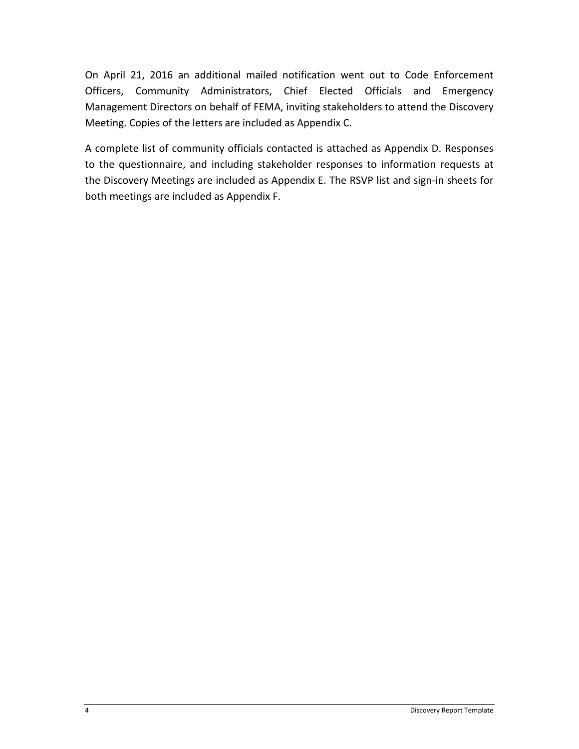On April 21, 2016 an additional mailed notification went out to Code Enforcement Officers, Community Administrators, Chief Elected Officials and Emergency Management Directors on behalf of FEMA, inviting stakeholders to attend the Discovery Meeting. Copies of the letters are included as Appendix C.

A complete list of community officials contacted is attached as Appendix D. Responses to the questionnaire, and including stakeholder responses to information requests at the Discovery Meetings are included as Appendix E. The RSVP list and sign-in sheets for both meetings are included as Appendix F.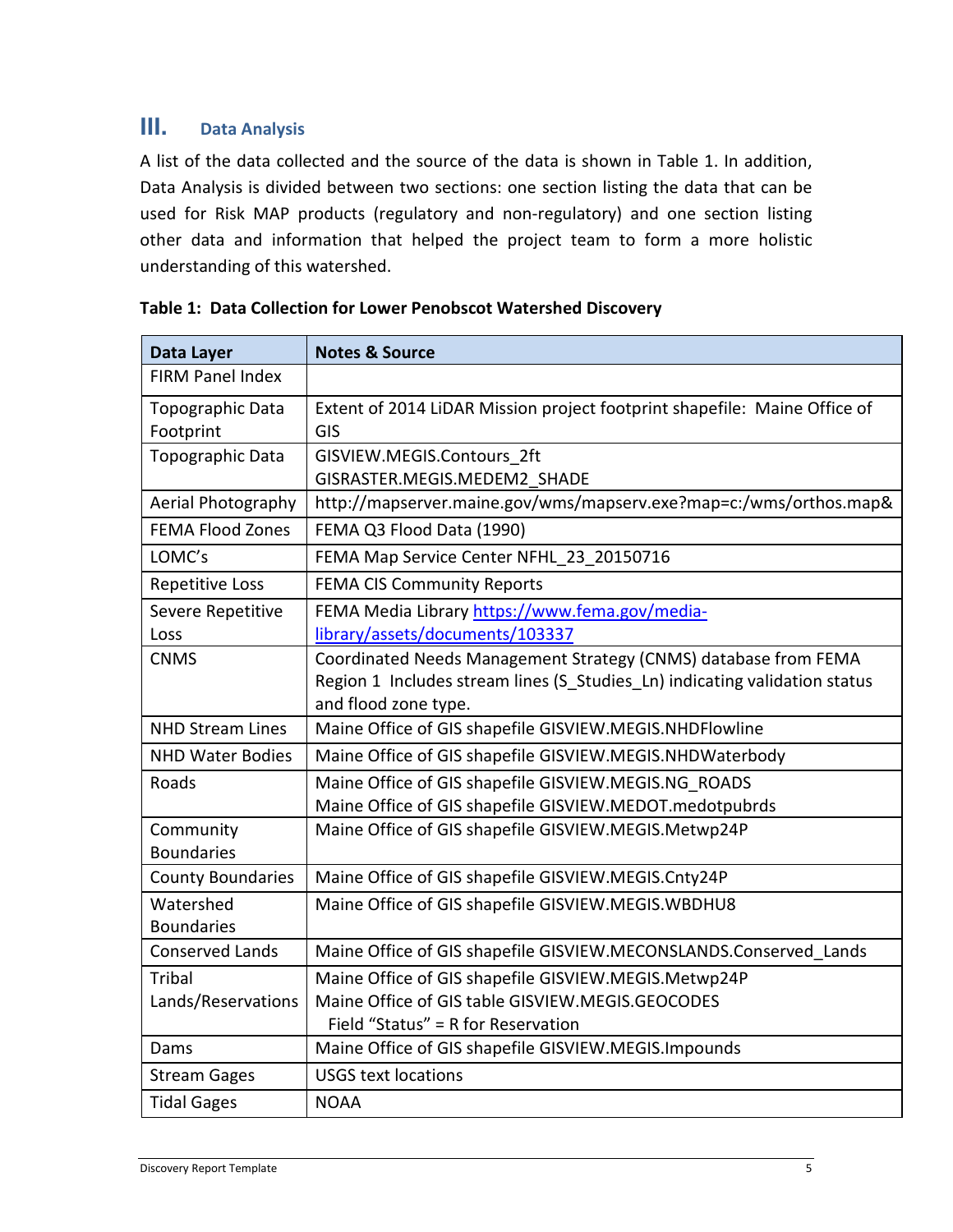## III. Data Analysis

A list of the data collected and the source of the data is shown in Table 1. In addition, Data Analysis is divided between two sections: one section listing the data that can be used for Risk MAP products (regulatory and non-regulatory) and one section listing other data and information that helped the project team to form a more holistic understanding of this watershed.

**Table 1: Data Collection for Lower Penobscot Watershed Discovery**

| Data Layer | Notes & Source |
|---|---|
| FIRM Panel Index | |
| Topographic Data Footprint | Extent of 2014 LiDAR Mission project footprint shapefile: Maine Office of GIS |
| Topographic Data | GISVIEW.MEGIS.Contours_2ft<br>GISRASTER.MEGIS.MEDEM2_SHADE |
| Aerial Photography | http://mapserver.maine.gov/wms/mapserv.exe?map=c:/wms/orthos.map& |
| FEMA Flood Zones | FEMA Q3 Flood Data (1990) |
| LOMC's | FEMA Map Service Center NFHL_23_20150716 |
| Repetitive Loss | FEMA CIS Community Reports |
| Severe Repetitive Loss | FEMA Media Library https://www.fema.gov/media-library/assets/documents/103337 |
| CNMS | Coordinated Needs Management Strategy (CNMS) database from FEMA Region 1 Includes stream lines (S_Studies_Ln) indicating validation status and flood zone type. |
| NHD Stream Lines | Maine Office of GIS shapefile GISVIEW.MEGIS.NHDFlowline |
| NHD Water Bodies | Maine Office of GIS shapefile GISVIEW.MEGIS.NHDWaterbody |
| Roads | Maine Office of GIS shapefile GISVIEW.MEGIS.NG_ROADS<br>Maine Office of GIS shapefile GISVIEW.MEDOT.medotpubrds |
| Community Boundaries | Maine Office of GIS shapefile GISVIEW.MEGIS.Metwp24P |
| County Boundaries | Maine Office of GIS shapefile GISVIEW.MEGIS.Cnty24P |
| Watershed Boundaries | Maine Office of GIS shapefile GISVIEW.MEGIS.WBDHU8 |
| Conserved Lands | Maine Office of GIS shapefile GISVIEW.MECONSLANDS.Conserved_Lands |
| Tribal Lands/Reservations | Maine Office of GIS shapefile GISVIEW.MEGIS.Metwp24P<br>Maine Office of GIS table GISVIEW.MEGIS.GEOCODES<br>Field "Status" = R for Reservation |
| Dams | Maine Office of GIS shapefile GISVIEW.MEGIS.Impounds |
| Stream Gages | USGS text locations |
| Tidal Gages | NOAA |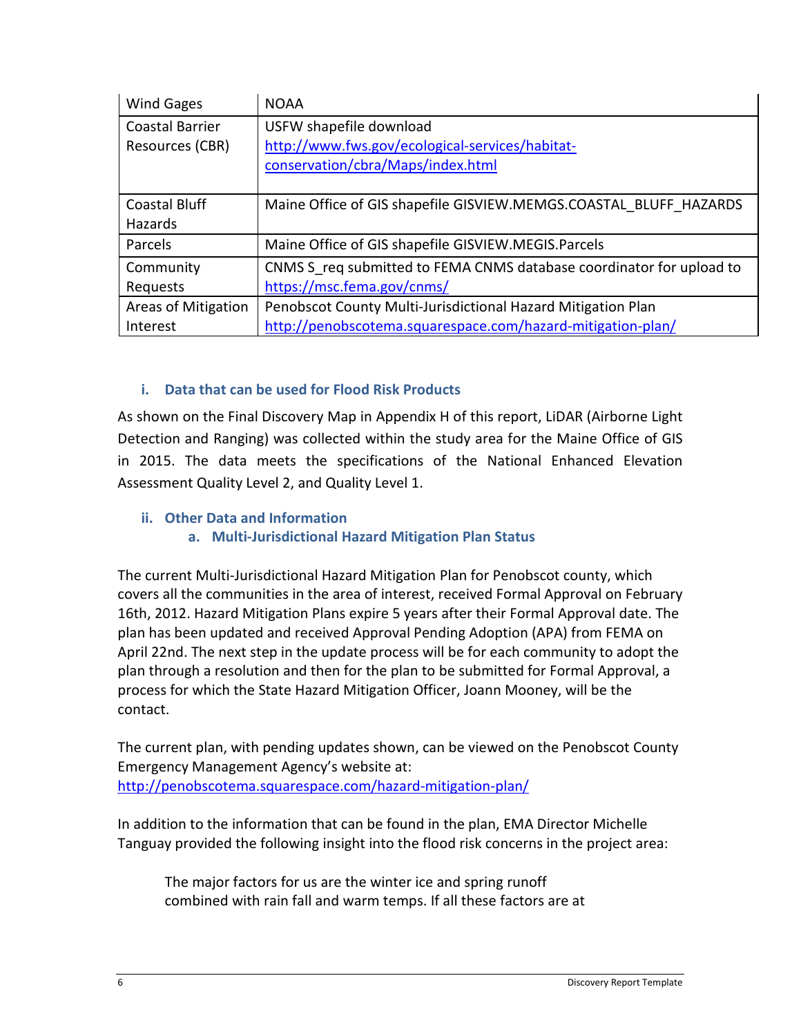| Wind Gages | NOAA |
|---|---|
| Coastal Barrier Resources (CBR) | USFW shapefile download http://www.fws.gov/ecological-services/habitat-conservation/cbra/Maps/index.html |
| Coastal Bluff Hazards | Maine Office of GIS shapefile GISVIEW.MEMGS.COASTAL_BLUFF_HAZARDS |
| Parcels | Maine Office of GIS shapefile GISVIEW.MEGIS.Parcels |
| Community Requests | CNMS S_req submitted to FEMA CNMS database coordinator for upload to https://msc.fema.gov/cnms/ |
| Areas of Mitigation Interest | Penobscot County Multi-Jurisdictional Hazard Mitigation Plan http://penobscotema.squarespace.com/hazard-mitigation-plan/ |

### i. Data that can be used for Flood Risk Products

As shown on the Final Discovery Map in Appendix H of this report, LiDAR (Airborne Light Detection and Ranging) was collected within the study area for the Maine Office of GIS in 2015. The data meets the specifications of the National Enhanced Elevation Assessment Quality Level 2, and Quality Level 1.

### ii. Other Data and Information

#### a. Multi-Jurisdictional Hazard Mitigation Plan Status

The current Multi-Jurisdictional Hazard Mitigation Plan for Penobscot county, which covers all the communities in the area of interest, received Formal Approval on February 16th, 2012. Hazard Mitigation Plans expire 5 years after their Formal Approval date. The plan has been updated and received Approval Pending Adoption (APA) from FEMA on April 22nd. The next step in the update process will be for each community to adopt the plan through a resolution and then for the plan to be submitted for Formal Approval, a process for which the State Hazard Mitigation Officer, Joann Mooney, will be the contact.

The current plan, with pending updates shown, can be viewed on the Penobscot County Emergency Management Agency's website at: http://penobscotema.squarespace.com/hazard-mitigation-plan/

In addition to the information that can be found in the plan, EMA Director Michelle Tanguay provided the following insight into the flood risk concerns in the project area:

> The major factors for us are the winter ice and spring runoff combined with rain fall and warm temps. If all these factors are at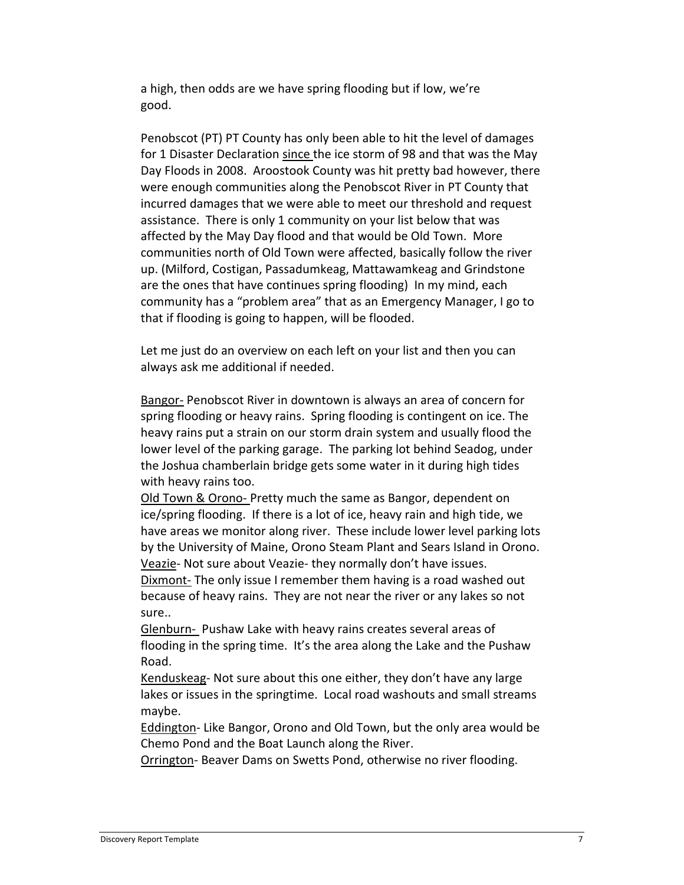a high, then odds are we have spring flooding but if low, we're good.

Penobscot (PT) PT County has only been able to hit the level of damages for 1 Disaster Declaration since the ice storm of 98 and that was the May Day Floods in 2008. Aroostook County was hit pretty bad however, there were enough communities along the Penobscot River in PT County that incurred damages that we were able to meet our threshold and request assistance. There is only 1 community on your list below that was affected by the May Day flood and that would be Old Town. More communities north of Old Town were affected, basically follow the river up. (Milford, Costigan, Passadumkeag, Mattawamkeag and Grindstone are the ones that have continues spring flooding) In my mind, each community has a "problem area" that as an Emergency Manager, I go to that if flooding is going to happen, will be flooded.

Let me just do an overview on each left on your list and then you can always ask me additional if needed.

Bangor- Penobscot River in downtown is always an area of concern for spring flooding or heavy rains. Spring flooding is contingent on ice. The heavy rains put a strain on our storm drain system and usually flood the lower level of the parking garage. The parking lot behind Seadog, under the Joshua chamberlain bridge gets some water in it during high tides with heavy rains too.

Old Town & Orono- Pretty much the same as Bangor, dependent on ice/spring flooding. If there is a lot of ice, heavy rain and high tide, we have areas we monitor along river. These include lower level parking lots by the University of Maine, Orono Steam Plant and Sears Island in Orono.

Veazie- Not sure about Veazie- they normally don't have issues.

Dixmont- The only issue I remember them having is a road washed out because of heavy rains. They are not near the river or any lakes so not sure..

Glenburn- Pushaw Lake with heavy rains creates several areas of flooding in the spring time. It's the area along the Lake and the Pushaw Road.

Kenduskeag- Not sure about this one either, they don't have any large lakes or issues in the springtime. Local road washouts and small streams maybe.

Eddington- Like Bangor, Orono and Old Town, but the only area would be Chemo Pond and the Boat Launch along the River.

Orrington- Beaver Dams on Swetts Pond, otherwise no river flooding.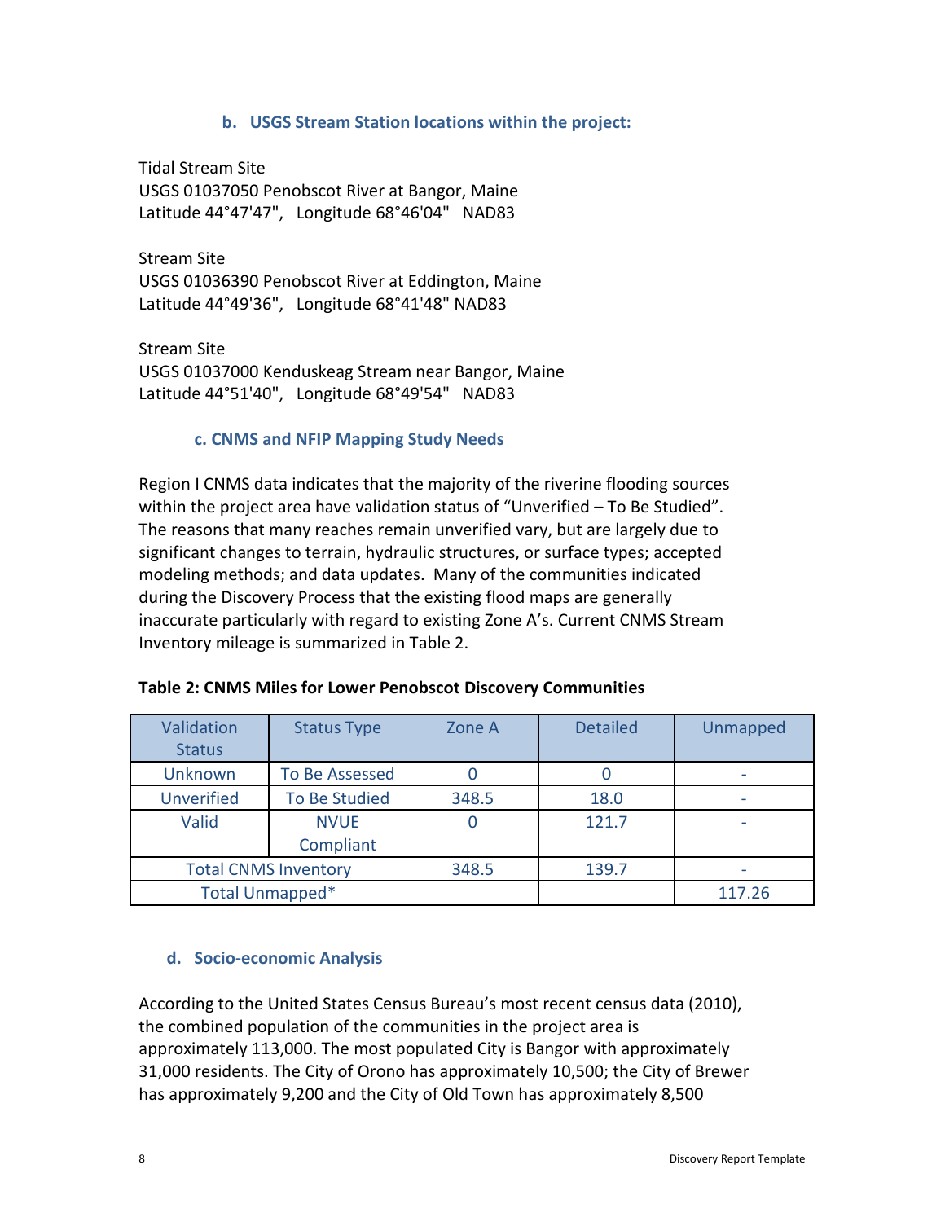### b. USGS Stream Station locations within the project:

Tidal Stream Site
USGS 01037050 Penobscot River at Bangor, Maine
Latitude 44°47'47", Longitude 68°46'04" NAD83

Stream Site
USGS 01036390 Penobscot River at Eddington, Maine
Latitude 44°49'36", Longitude 68°41'48" NAD83

Stream Site
USGS 01037000 Kenduskeag Stream near Bangor, Maine
Latitude 44°51'40", Longitude 68°49'54" NAD83

### c. CNMS and NFIP Mapping Study Needs

Region I CNMS data indicates that the majority of the riverine flooding sources within the project area have validation status of "Unverified – To Be Studied". The reasons that many reaches remain unverified vary, but are largely due to significant changes to terrain, hydraulic structures, or surface types; accepted modeling methods; and data updates. Many of the communities indicated during the Discovery Process that the existing flood maps are generally inaccurate particularly with regard to existing Zone A's. Current CNMS Stream Inventory mileage is summarized in Table 2.

**Table 2: CNMS Miles for Lower Penobscot Discovery Communities**

| Validation Status | Status Type | Zone A | Detailed | Unmapped |
|---|---|---|---|---|
| Unknown | To Be Assessed | 0 | 0 | - |
| Unverified | To Be Studied | 348.5 | 18.0 | - |
| Valid | NVUE Compliant | 0 | 121.7 | - |
| Total CNMS Inventory | | 348.5 | 139.7 | - |
| Total Unmapped* | | | | 117.26 |

### d. Socio-economic Analysis

According to the United States Census Bureau's most recent census data (2010), the combined population of the communities in the project area is approximately 113,000. The most populated City is Bangor with approximately 31,000 residents. The City of Orono has approximately 10,500; the City of Brewer has approximately 9,200 and the City of Old Town has approximately 8,500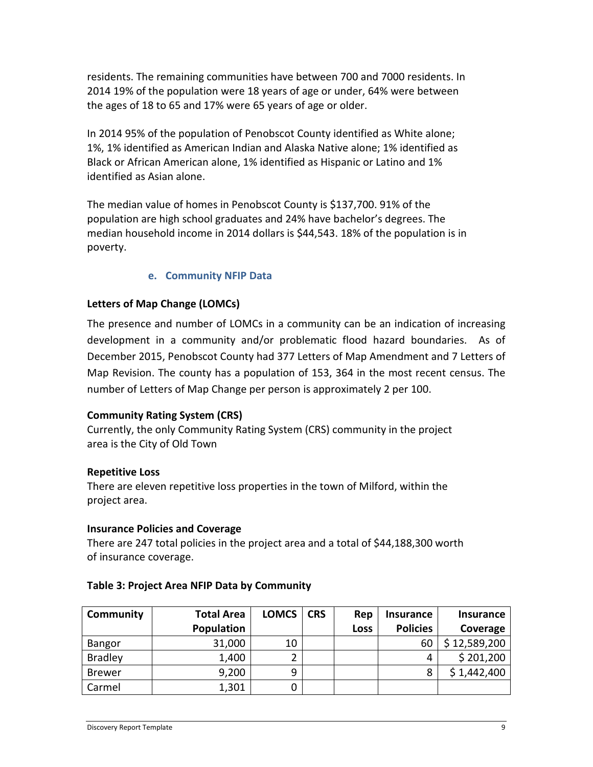residents. The remaining communities have between 700 and 7000 residents. In 2014 19% of the population were 18 years of age or under, 64% were between the ages of 18 to 65 and 17% were 65 years of age or older.

In 2014 95% of the population of Penobscot County identified as White alone; 1%, 1% identified as American Indian and Alaska Native alone; 1% identified as Black or African American alone, 1% identified as Hispanic or Latino and 1% identified as Asian alone.

The median value of homes in Penobscot County is $137,700. 91% of the population are high school graduates and 24% have bachelor's degrees. The median household income in 2014 dollars is $44,543. 18% of the population is in poverty.

### e. Community NFIP Data

**Letters of Map Change (LOMCs)**

The presence and number of LOMCs in a community can be an indication of increasing development in a community and/or problematic flood hazard boundaries. As of December 2015, Penobscot County had 377 Letters of Map Amendment and 7 Letters of Map Revision. The county has a population of 153, 364 in the most recent census. The number of Letters of Map Change per person is approximately 2 per 100.

**Community Rating System (CRS)**

Currently, the only Community Rating System (CRS) community in the project area is the City of Old Town

**Repetitive Loss**

There are eleven repetitive loss properties in the town of Milford, within the project area.

**Insurance Policies and Coverage**

There are 247 total policies in the project area and a total of $44,188,300 worth of insurance coverage.

**Table 3: Project Area NFIP Data by Community**

| Community | Total Area Population | LOMCS | CRS | Rep Loss | Insurance Policies | Insurance Coverage |
|---|---|---|---|---|---|---|
| Bangor | 31,000 | 10 | | | 60 | $ 12,589,200 |
| Bradley | 1,400 | 2 | | | 4 | $ 201,200 |
| Brewer | 9,200 | 9 | | | 8 | $ 1,442,400 |
| Carmel | 1,301 | 0 | | | | |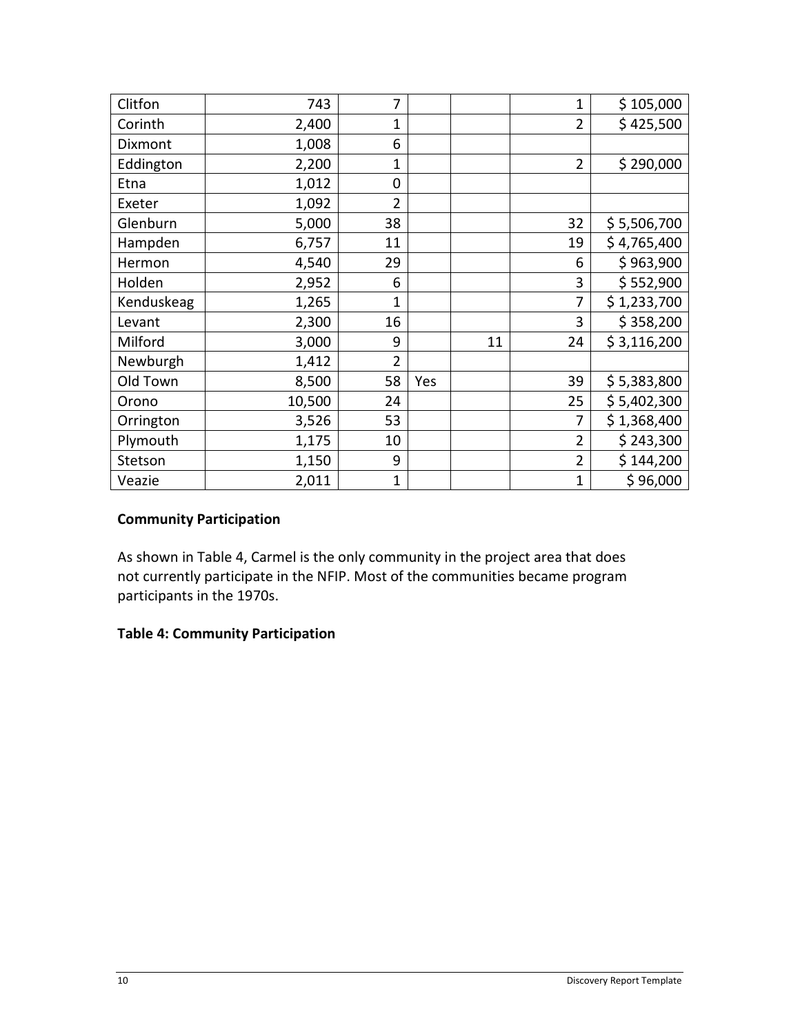| | | | | | | |
|---|---|---|---|---|---|---|
| Clitfon | 743 | 7 | | | 1 | $ 105,000 |
| Corinth | 2,400 | 1 | | | 2 | $ 425,500 |
| Dixmont | 1,008 | 6 | | | | |
| Eddington | 2,200 | 1 | | | 2 | $ 290,000 |
| Etna | 1,012 | 0 | | | | |
| Exeter | 1,092 | 2 | | | | |
| Glenburn | 5,000 | 38 | | | 32 | $ 5,506,700 |
| Hampden | 6,757 | 11 | | | 19 | $ 4,765,400 |
| Hermon | 4,540 | 29 | | | 6 | $ 963,900 |
| Holden | 2,952 | 6 | | | 3 | $ 552,900 |
| Kenduskeag | 1,265 | 1 | | | 7 | $ 1,233,700 |
| Levant | 2,300 | 16 | | | 3 | $ 358,200 |
| Milford | 3,000 | 9 | | 11 | 24 | $ 3,116,200 |
| Newburgh | 1,412 | 2 | | | | |
| Old Town | 8,500 | 58 | Yes | | 39 | $ 5,383,800 |
| Orono | 10,500 | 24 | | | 25 | $ 5,402,300 |
| Orrington | 3,526 | 53 | | | 7 | $ 1,368,400 |
| Plymouth | 1,175 | 10 | | | 2 | $ 243,300 |
| Stetson | 1,150 | 9 | | | 2 | $ 144,200 |
| Veazie | 2,011 | 1 | | | 1 | $ 96,000 |

**Community Participation**

As shown in Table 4, Carmel is the only community in the project area that does not currently participate in the NFIP. Most of the communities became program participants in the 1970s.

**Table 4: Community Participation**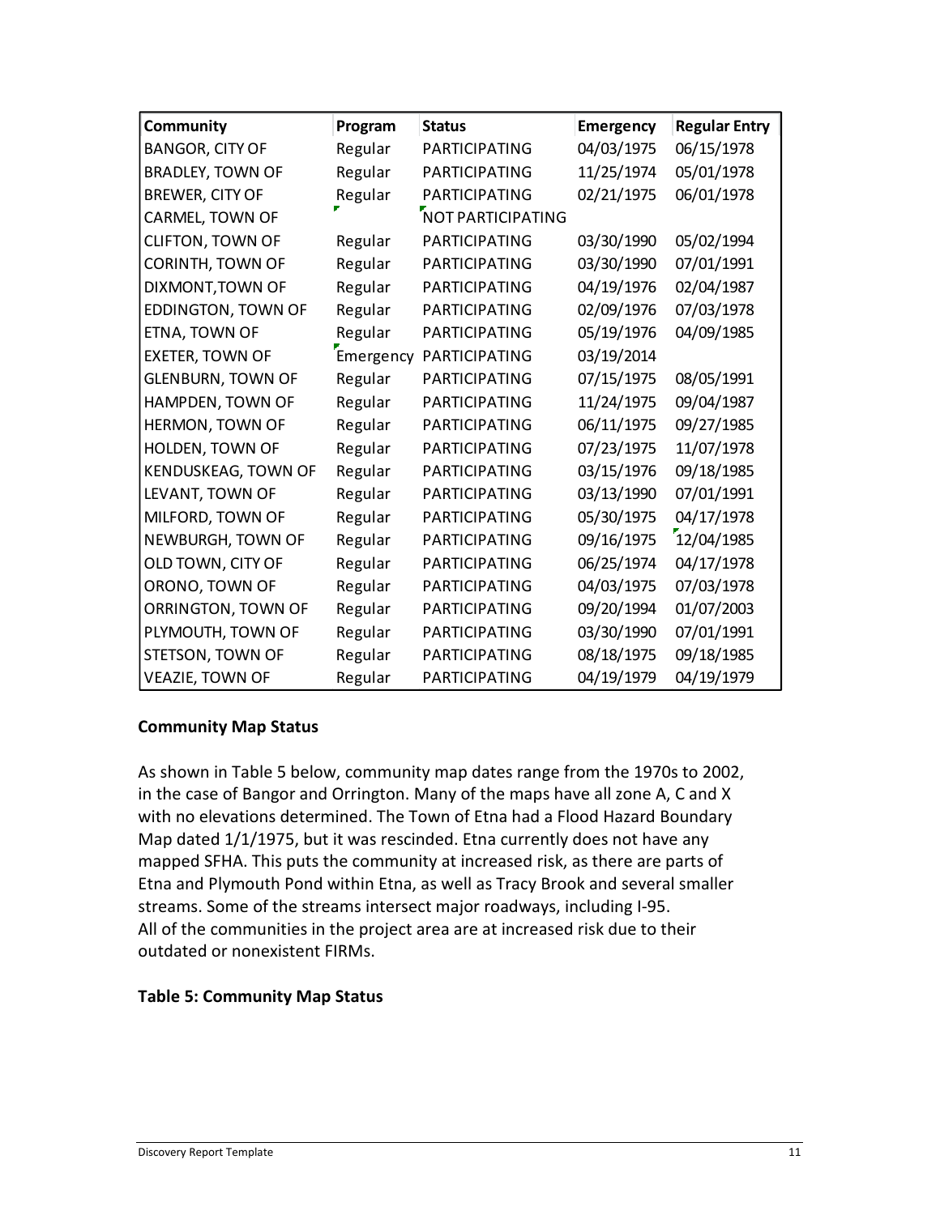| Community | Program | Status | Emergency | Regular Entry |
|---|---|---|---|---|
| BANGOR, CITY OF | Regular | PARTICIPATING | 04/03/1975 | 06/15/1978 |
| BRADLEY, TOWN OF | Regular | PARTICIPATING | 11/25/1974 | 05/01/1978 |
| BREWER, CITY OF | Regular | PARTICIPATING | 02/21/1975 | 06/01/1978 |
| CARMEL, TOWN OF | | NOT PARTICIPATING | | |
| CLIFTON, TOWN OF | Regular | PARTICIPATING | 03/30/1990 | 05/02/1994 |
| CORINTH, TOWN OF | Regular | PARTICIPATING | 03/30/1990 | 07/01/1991 |
| DIXMONT,TOWN OF | Regular | PARTICIPATING | 04/19/1976 | 02/04/1987 |
| EDDINGTON, TOWN OF | Regular | PARTICIPATING | 02/09/1976 | 07/03/1978 |
| ETNA, TOWN OF | Regular | PARTICIPATING | 05/19/1976 | 04/09/1985 |
| EXETER, TOWN OF | Emergency | PARTICIPATING | 03/19/2014 | |
| GLENBURN, TOWN OF | Regular | PARTICIPATING | 07/15/1975 | 08/05/1991 |
| HAMPDEN, TOWN OF | Regular | PARTICIPATING | 11/24/1975 | 09/04/1987 |
| HERMON, TOWN OF | Regular | PARTICIPATING | 06/11/1975 | 09/27/1985 |
| HOLDEN, TOWN OF | Regular | PARTICIPATING | 07/23/1975 | 11/07/1978 |
| KENDUSKEAG, TOWN OF | Regular | PARTICIPATING | 03/15/1976 | 09/18/1985 |
| LEVANT, TOWN OF | Regular | PARTICIPATING | 03/13/1990 | 07/01/1991 |
| MILFORD, TOWN OF | Regular | PARTICIPATING | 05/30/1975 | 04/17/1978 |
| NEWBURGH, TOWN OF | Regular | PARTICIPATING | 09/16/1975 | 12/04/1985 |
| OLD TOWN, CITY OF | Regular | PARTICIPATING | 06/25/1974 | 04/17/1978 |
| ORONO, TOWN OF | Regular | PARTICIPATING | 04/03/1975 | 07/03/1978 |
| ORRINGTON, TOWN OF | Regular | PARTICIPATING | 09/20/1994 | 01/07/2003 |
| PLYMOUTH, TOWN OF | Regular | PARTICIPATING | 03/30/1990 | 07/01/1991 |
| STETSON, TOWN OF | Regular | PARTICIPATING | 08/18/1975 | 09/18/1985 |
| VEAZIE, TOWN OF | Regular | PARTICIPATING | 04/19/1979 | 04/19/1979 |

**Community Map Status**

As shown in Table 5 below, community map dates range from the 1970s to 2002, in the case of Bangor and Orrington. Many of the maps have all zone A, C and X with no elevations determined. The Town of Etna had a Flood Hazard Boundary Map dated 1/1/1975, but it was rescinded. Etna currently does not have any mapped SFHA. This puts the community at increased risk, as there are parts of Etna and Plymouth Pond within Etna, as well as Tracy Brook and several smaller streams. Some of the streams intersect major roadways, including I-95.
All of the communities in the project area are at increased risk due to their outdated or nonexistent FIRMs.

**Table 5: Community Map Status**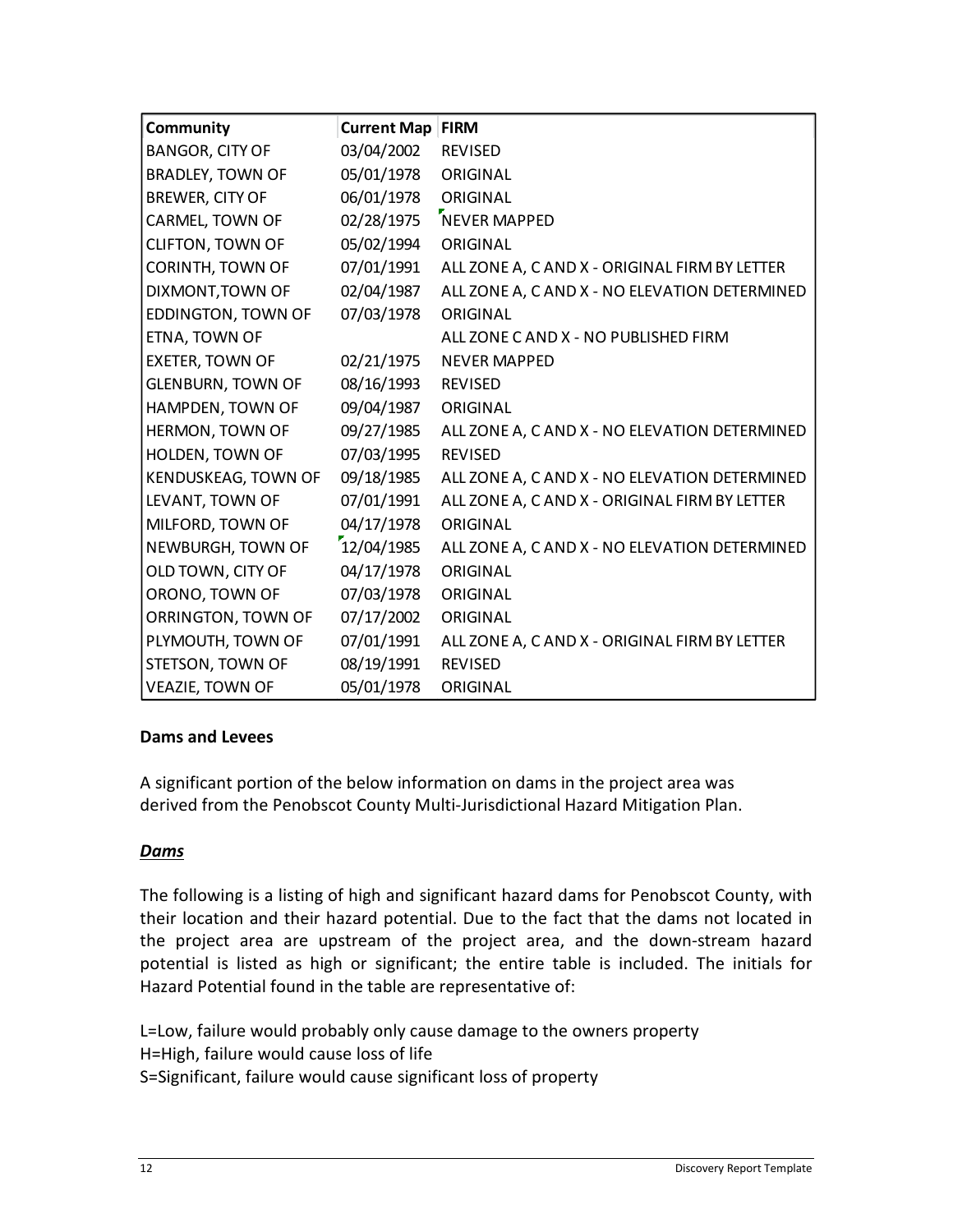| Community | Current Map | FIRM |
|---|---|---|
| BANGOR, CITY OF | 03/04/2002 | REVISED |
| BRADLEY, TOWN OF | 05/01/1978 | ORIGINAL |
| BREWER, CITY OF | 06/01/1978 | ORIGINAL |
| CARMEL, TOWN OF | 02/28/1975 | NEVER MAPPED |
| CLIFTON, TOWN OF | 05/02/1994 | ORIGINAL |
| CORINTH, TOWN OF | 07/01/1991 | ALL ZONE A, C AND X - ORIGINAL FIRM BY LETTER |
| DIXMONT,TOWN OF | 02/04/1987 | ALL ZONE A, C AND X - NO ELEVATION DETERMINED |
| EDDINGTON, TOWN OF | 07/03/1978 | ORIGINAL |
| ETNA, TOWN OF | | ALL ZONE C AND X - NO PUBLISHED FIRM |
| EXETER, TOWN OF | 02/21/1975 | NEVER MAPPED |
| GLENBURN, TOWN OF | 08/16/1993 | REVISED |
| HAMPDEN, TOWN OF | 09/04/1987 | ORIGINAL |
| HERMON, TOWN OF | 09/27/1985 | ALL ZONE A, C AND X - NO ELEVATION DETERMINED |
| HOLDEN, TOWN OF | 07/03/1995 | REVISED |
| KENDUSKEAG, TOWN OF | 09/18/1985 | ALL ZONE A, C AND X - NO ELEVATION DETERMINED |
| LEVANT, TOWN OF | 07/01/1991 | ALL ZONE A, C AND X - ORIGINAL FIRM BY LETTER |
| MILFORD, TOWN OF | 04/17/1978 | ORIGINAL |
| NEWBURGH, TOWN OF | 12/04/1985 | ALL ZONE A, C AND X - NO ELEVATION DETERMINED |
| OLD TOWN, CITY OF | 04/17/1978 | ORIGINAL |
| ORONO, TOWN OF | 07/03/1978 | ORIGINAL |
| ORRINGTON, TOWN OF | 07/17/2002 | ORIGINAL |
| PLYMOUTH, TOWN OF | 07/01/1991 | ALL ZONE A, C AND X - ORIGINAL FIRM BY LETTER |
| STETSON, TOWN OF | 08/19/1991 | REVISED |
| VEAZIE, TOWN OF | 05/01/1978 | ORIGINAL |

**Dams and Levees**

A significant portion of the below information on dams in the project area was derived from the Penobscot County Multi-Jurisdictional Hazard Mitigation Plan.

***Dams***

The following is a listing of high and significant hazard dams for Penobscot County, with their location and their hazard potential. Due to the fact that the dams not located in the project area are upstream of the project area, and the down-stream hazard potential is listed as high or significant; the entire table is included. The initials for Hazard Potential found in the table are representative of:

L=Low, failure would probably only cause damage to the owners property
H=High, failure would cause loss of life
S=Significant, failure would cause significant loss of property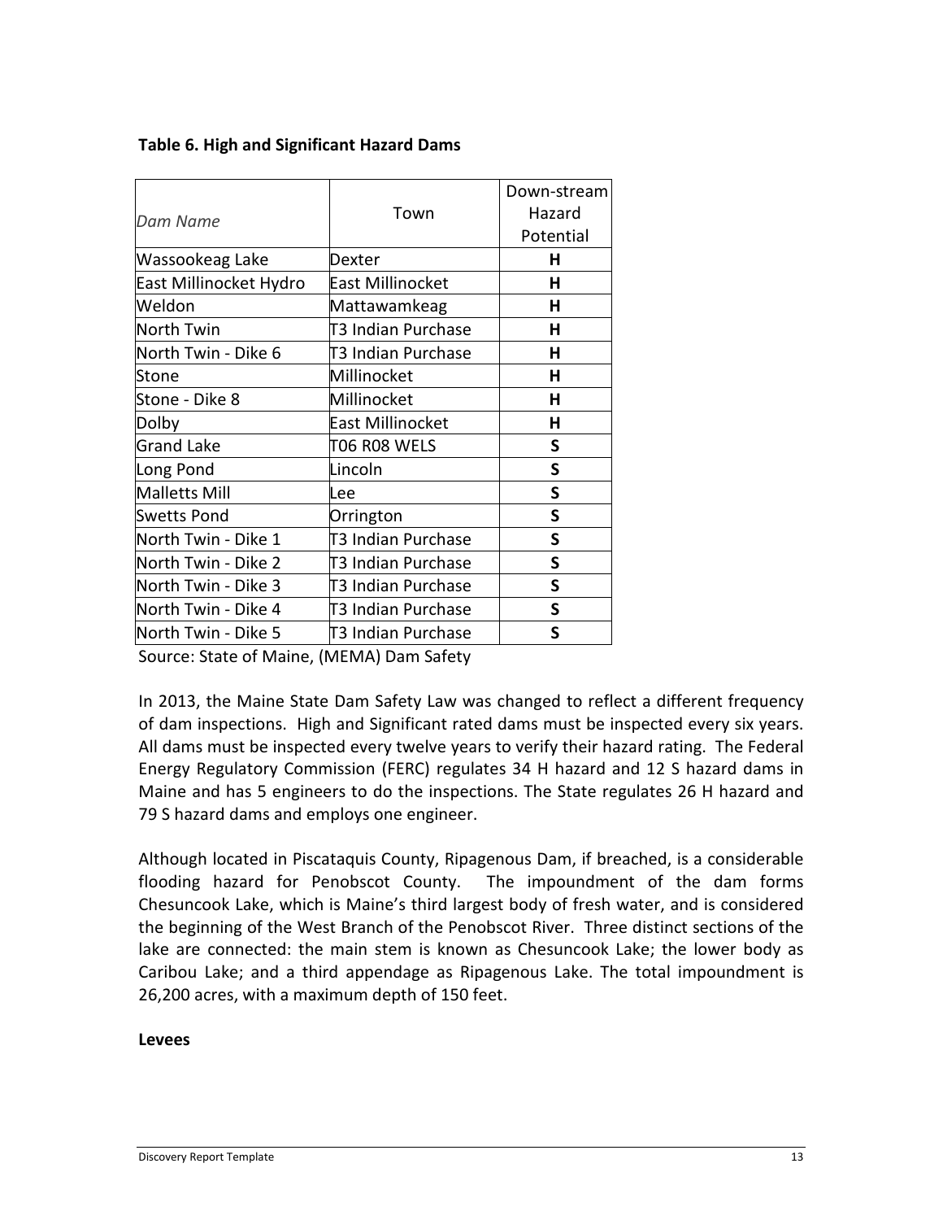**Table 6. High and Significant Hazard Dams**

| *Dam Name* | Town | Down-stream Hazard Potential |
|---|---|---|
| Wassookeag Lake | Dexter | **H** |
| East Millinocket Hydro | East Millinocket | **H** |
| Weldon | Mattawamkeag | **H** |
| North Twin | T3 Indian Purchase | **H** |
| North Twin - Dike 6 | T3 Indian Purchase | **H** |
| Stone | Millinocket | **H** |
| Stone - Dike 8 | Millinocket | **H** |
| Dolby | East Millinocket | **H** |
| Grand Lake | T06 R08 WELS | **S** |
| Long Pond | Lincoln | **S** |
| Malletts Mill | Lee | **S** |
| Swetts Pond | Orrington | **S** |
| North Twin - Dike 1 | T3 Indian Purchase | **S** |
| North Twin - Dike 2 | T3 Indian Purchase | **S** |
| North Twin - Dike 3 | T3 Indian Purchase | **S** |
| North Twin - Dike 4 | T3 Indian Purchase | **S** |
| North Twin - Dike 5 | T3 Indian Purchase | **S** |

Source: State of Maine, (MEMA) Dam Safety

In 2013, the Maine State Dam Safety Law was changed to reflect a different frequency of dam inspections. High and Significant rated dams must be inspected every six years. All dams must be inspected every twelve years to verify their hazard rating. The Federal Energy Regulatory Commission (FERC) regulates 34 H hazard and 12 S hazard dams in Maine and has 5 engineers to do the inspections. The State regulates 26 H hazard and 79 S hazard dams and employs one engineer.

Although located in Piscataquis County, Ripagenous Dam, if breached, is a considerable flooding hazard for Penobscot County. The impoundment of the dam forms Chesuncook Lake, which is Maine's third largest body of fresh water, and is considered the beginning of the West Branch of the Penobscot River. Three distinct sections of the lake are connected: the main stem is known as Chesuncook Lake; the lower body as Caribou Lake; and a third appendage as Ripagenous Lake. The total impoundment is 26,200 acres, with a maximum depth of 150 feet.

**Levees**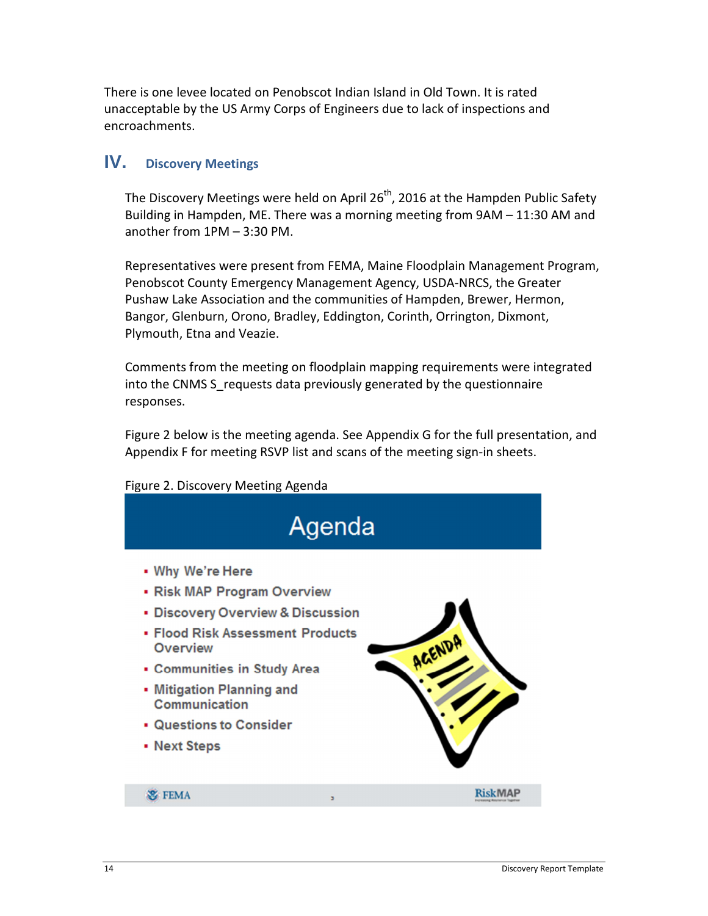There is one levee located on Penobscot Indian Island in Old Town. It is rated unacceptable by the US Army Corps of Engineers due to lack of inspections and encroachments.

## IV. Discovery Meetings

The Discovery Meetings were held on April 26th, 2016 at the Hampden Public Safety Building in Hampden, ME. There was a morning meeting from 9AM – 11:30 AM and another from 1PM – 3:30 PM.

Representatives were present from FEMA, Maine Floodplain Management Program, Penobscot County Emergency Management Agency, USDA-NRCS, the Greater Pushaw Lake Association and the communities of Hampden, Brewer, Hermon, Bangor, Glenburn, Orono, Bradley, Eddington, Corinth, Orrington, Dixmont, Plymouth, Etna and Veazie.

Comments from the meeting on floodplain mapping requirements were integrated into the CNMS S_requests data previously generated by the questionnaire responses.

Figure 2 below is the meeting agenda. See Appendix G for the full presentation, and Appendix F for meeting RSVP list and scans of the meeting sign-in sheets.

Figure 2. Discovery Meeting Agenda

**Agenda**

- Why We're Here
- Risk MAP Program Overview
- Discovery Overview & Discussion
- Flood Risk Assessment Products Overview
- Communities in Study Area
- Mitigation Planning and Communication
- Questions to Consider
- Next Steps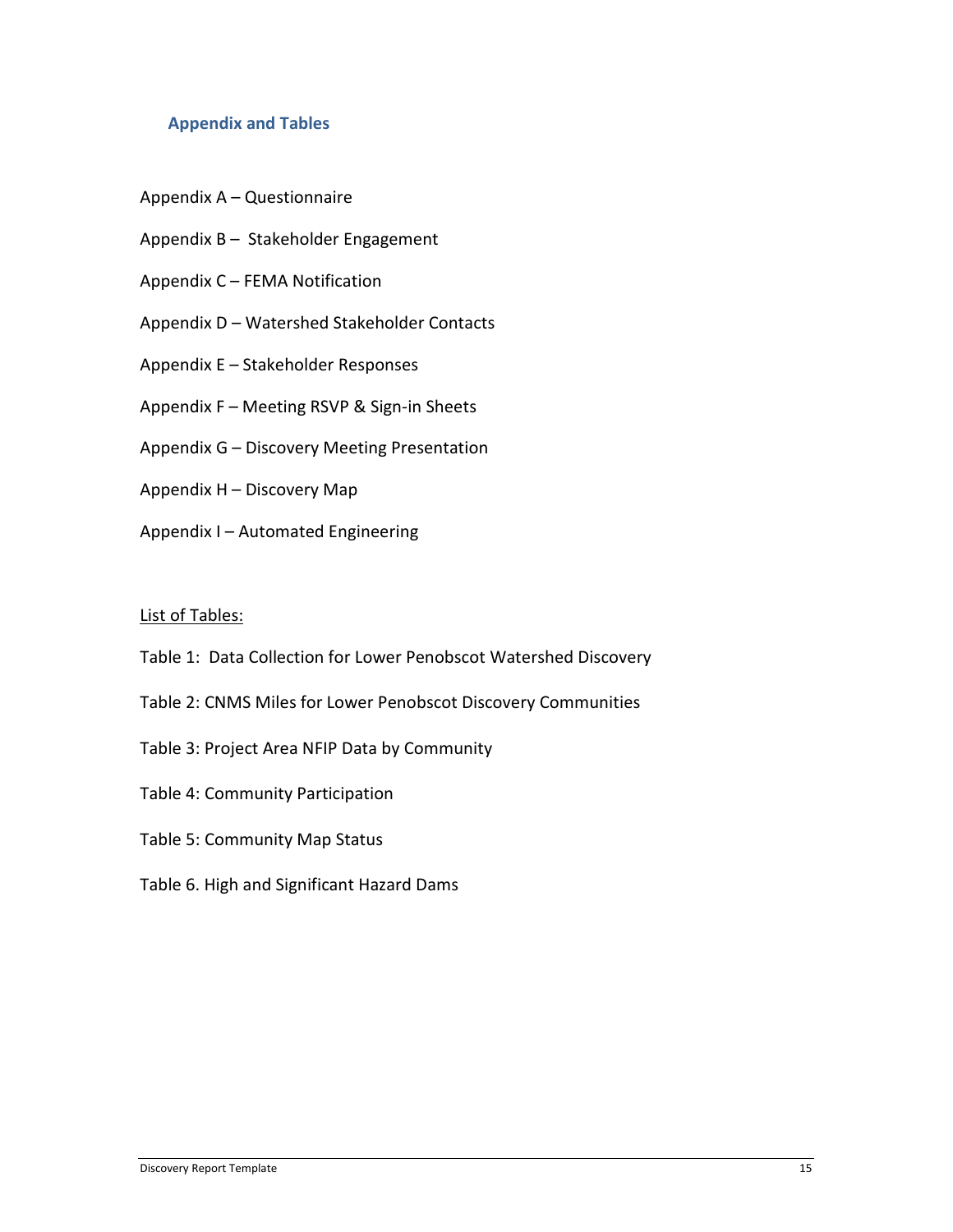## Appendix and Tables

Appendix A – Questionnaire

Appendix B – Stakeholder Engagement

Appendix C – FEMA Notification

Appendix D – Watershed Stakeholder Contacts

Appendix E – Stakeholder Responses

Appendix F – Meeting RSVP & Sign-in Sheets

Appendix G – Discovery Meeting Presentation

Appendix H – Discovery Map

Appendix I – Automated Engineering

List of Tables:

Table 1: Data Collection for Lower Penobscot Watershed Discovery

Table 2: CNMS Miles for Lower Penobscot Discovery Communities

Table 3: Project Area NFIP Data by Community

Table 4: Community Participation

Table 5: Community Map Status

Table 6. High and Significant Hazard Dams